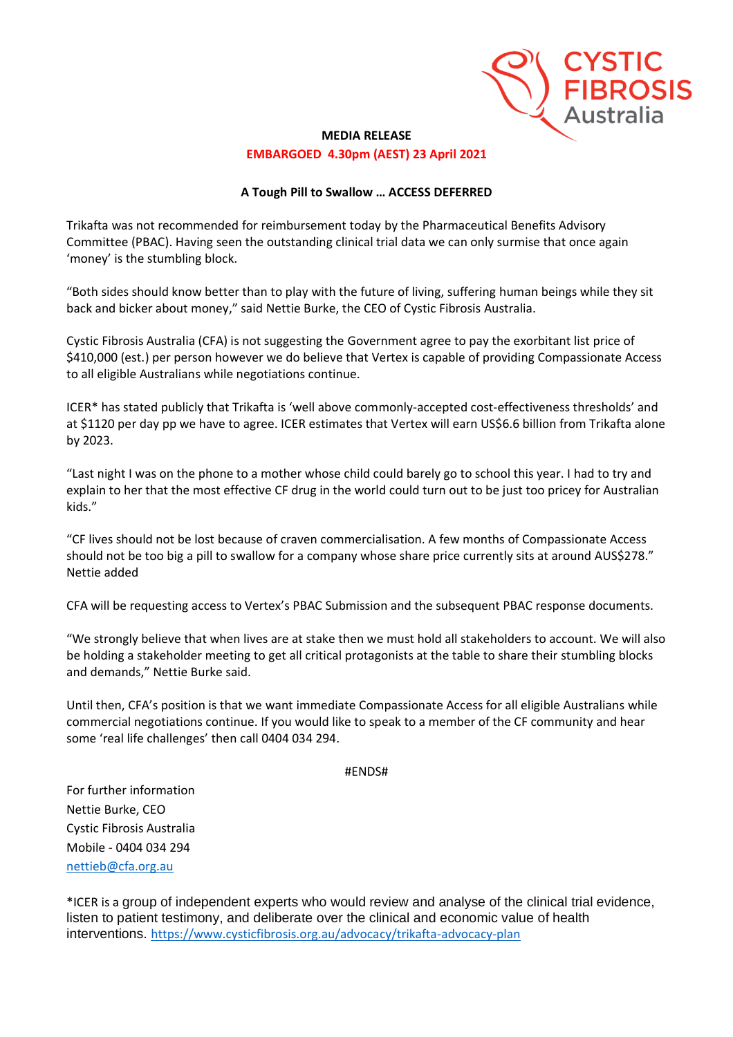CYSTIC FIBROSIS Australia

**MEDIA RELEASE**

**EMBARGOED 4.30pm (AEST) 23 April 2021**

## A Tough Pill to Swallow … ACCESS DEFERRED

Trikafta was not recommended for reimbursement today by the Pharmaceutical Benefits Advisory Committee (PBAC). Having seen the outstanding clinical trial data we can only surmise that once again 'money' is the stumbling block.

"Both sides should know better than to play with the future of living, suffering human beings while they sit back and bicker about money," said Nettie Burke, the CEO of Cystic Fibrosis Australia.

Cystic Fibrosis Australia (CFA) is not suggesting the Government agree to pay the exorbitant list price of $410,000 (est.) per person however we do believe that Vertex is capable of providing Compassionate Access to all eligible Australians while negotiations continue.

ICER* has stated publicly that Trikafta is 'well above commonly-accepted cost-effectiveness thresholds' and at $1120 per day pp we have to agree. ICER estimates that Vertex will earn US$6.6 billion from Trikafta alone by 2023.

"Last night I was on the phone to a mother whose child could barely go to school this year. I had to try and explain to her that the most effective CF drug in the world could turn out to be just too pricey for Australian kids."

"CF lives should not be lost because of craven commercialisation. A few months of Compassionate Access should not be too big a pill to swallow for a company whose share price currently sits at around AUS$278." Nettie added

CFA will be requesting access to Vertex's PBAC Submission and the subsequent PBAC response documents.

"We strongly believe that when lives are at stake then we must hold all stakeholders to account. We will also be holding a stakeholder meeting to get all critical protagonists at the table to share their stumbling blocks and demands," Nettie Burke said.

Until then, CFA's position is that we want immediate Compassionate Access for all eligible Australians while commercial negotiations continue. If you would like to speak to a member of the CF community and hear some 'real life challenges' then call 0404 034 294.

#ENDS#

For further information
Nettie Burke, CEO
Cystic Fibrosis Australia
Mobile - 0404 034 294
nettieb@cfa.org.au

*ICER is a group of independent experts who would review and analyse of the clinical trial evidence, listen to patient testimony, and deliberate over the clinical and economic value of health interventions. https://www.cysticfibrosis.org.au/advocacy/trikafta-advocacy-plan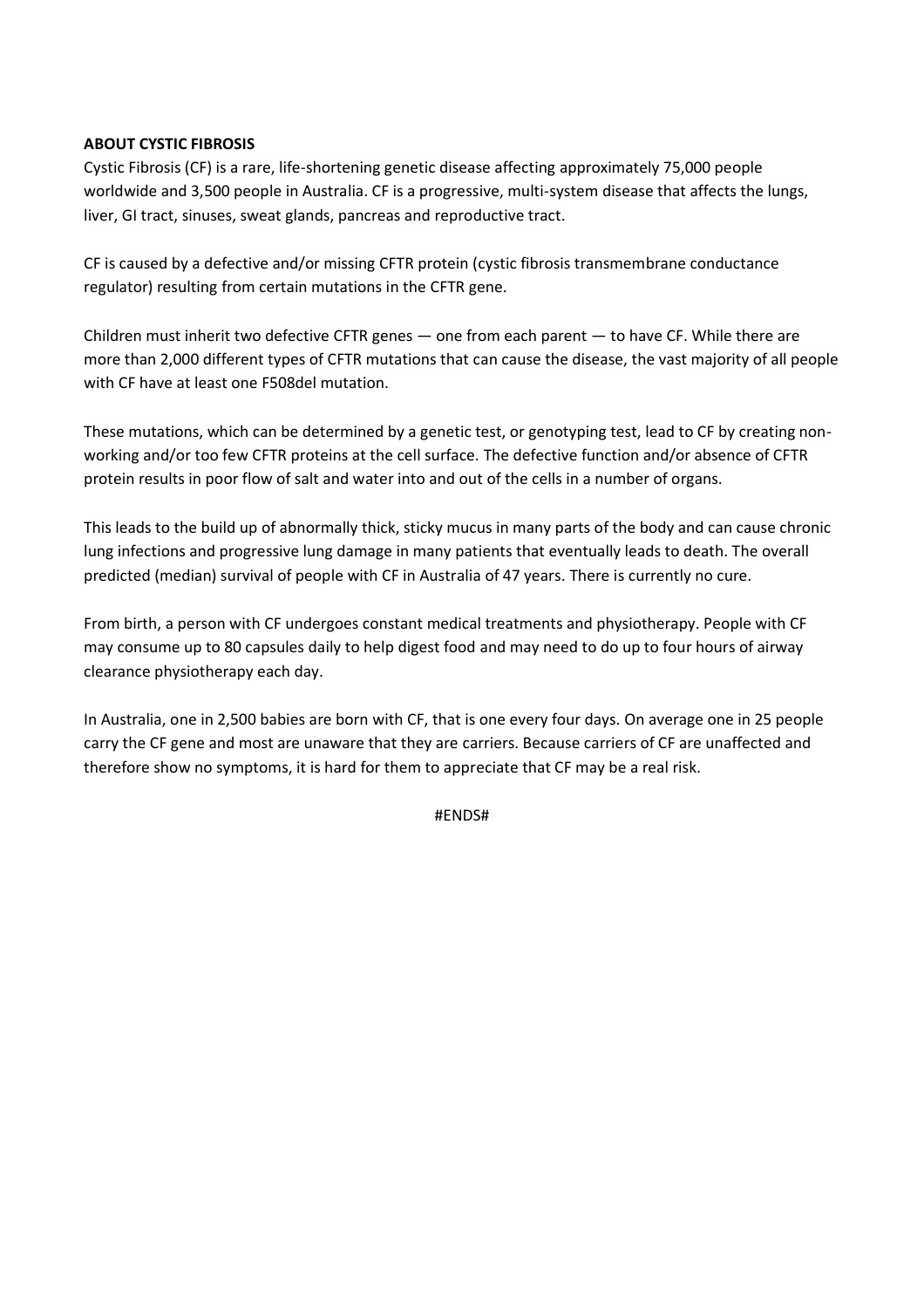**ABOUT CYSTIC FIBROSIS**

Cystic Fibrosis (CF) is a rare, life-shortening genetic disease affecting approximately 75,000 people worldwide and 3,500 people in Australia. CF is a progressive, multi-system disease that affects the lungs, liver, GI tract, sinuses, sweat glands, pancreas and reproductive tract.

CF is caused by a defective and/or missing CFTR protein (cystic fibrosis transmembrane conductance regulator) resulting from certain mutations in the CFTR gene.

Children must inherit two defective CFTR genes — one from each parent — to have CF. While there are more than 2,000 different types of CFTR mutations that can cause the disease, the vast majority of all people with CF have at least one F508del mutation.

These mutations, which can be determined by a genetic test, or genotyping test, lead to CF by creating non-working and/or too few CFTR proteins at the cell surface. The defective function and/or absence of CFTR protein results in poor flow of salt and water into and out of the cells in a number of organs.

This leads to the build up of abnormally thick, sticky mucus in many parts of the body and can cause chronic lung infections and progressive lung damage in many patients that eventually leads to death. The overall predicted (median) survival of people with CF in Australia of 47 years. There is currently no cure.

From birth, a person with CF undergoes constant medical treatments and physiotherapy. People with CF may consume up to 80 capsules daily to help digest food and may need to do up to four hours of airway clearance physiotherapy each day.

In Australia, one in 2,500 babies are born with CF, that is one every four days. On average one in 25 people carry the CF gene and most are unaware that they are carriers. Because carriers of CF are unaffected and therefore show no symptoms, it is hard for them to appreciate that CF may be a real risk.

#ENDS#